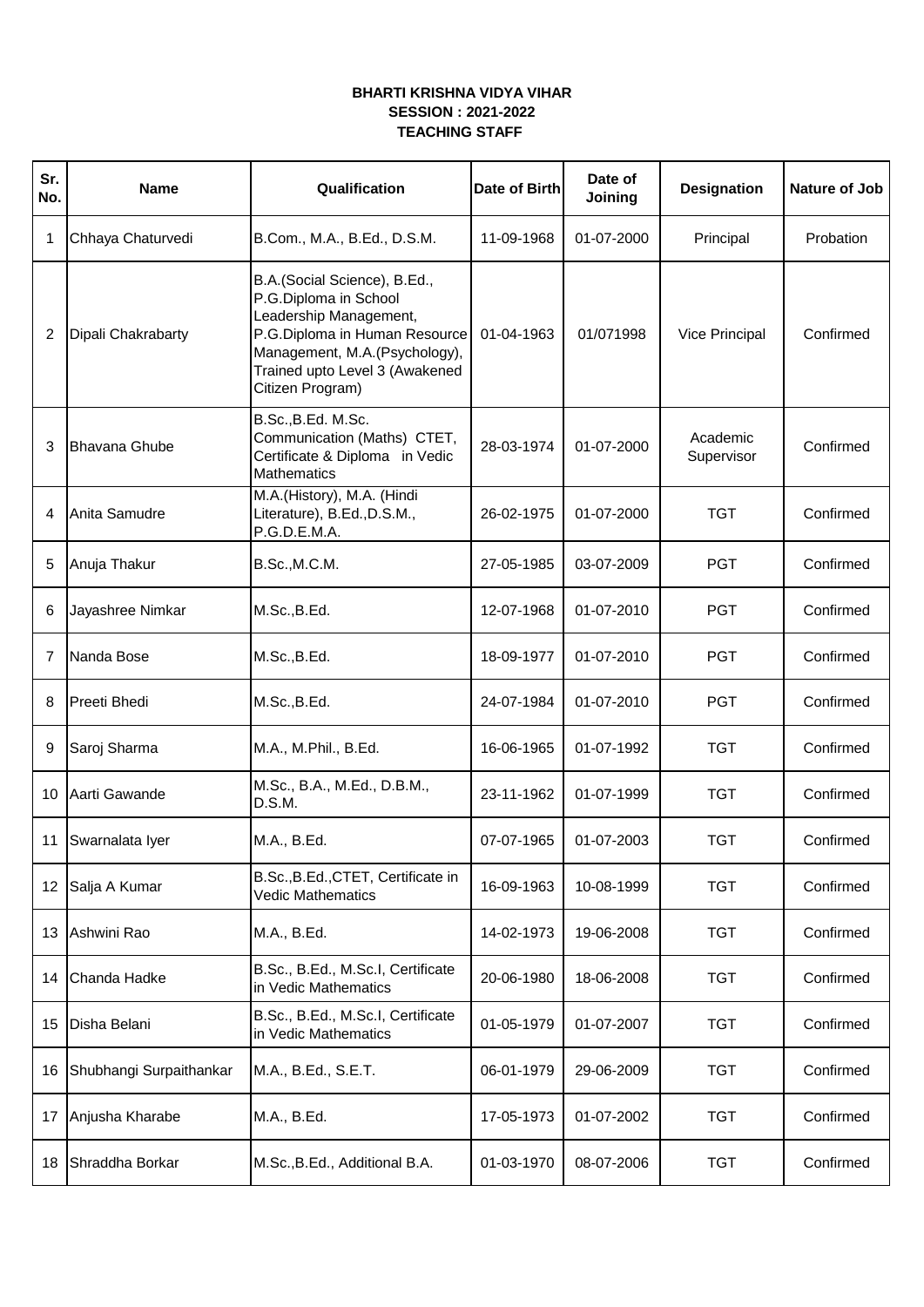**BHARTI KRISHNA VIDYA VIHAR**
**SESSION : 2021-2022**
**TEACHING STAFF**

| Sr. No. | Name | Qualification | Date of Birth | Date of Joining | Designation | Nature of Job |
|---|---|---|---|---|---|---|
| 1 | Chhaya Chaturvedi | B.Com., M.A., B.Ed., D.S.M. | 11-09-1968 | 01-07-2000 | Principal | Probation |
| 2 | Dipali Chakrabarty | B.A.(Social Science), B.Ed., P.G.Diploma in School Leadership Management, P.G.Diploma in Human Resource Management, M.A.(Psychology), Trained upto Level 3 (Awakened Citizen Program) | 01-04-1963 | 01/071998 | Vice Principal | Confirmed |
| 3 | Bhavana Ghube | B.Sc.,B.Ed. M.Sc. Communication (Maths) CTET, Certificate & Diploma in Vedic Mathematics | 28-03-1974 | 01-07-2000 | Academic Supervisor | Confirmed |
| 4 | Anita Samudre | M.A.(History), M.A. (Hindi Literature), B.Ed.,D.S.M., P.G.D.E.M.A. | 26-02-1975 | 01-07-2000 | TGT | Confirmed |
| 5 | Anuja Thakur | B.Sc.,M.C.M. | 27-05-1985 | 03-07-2009 | PGT | Confirmed |
| 6 | Jayashree Nimkar | M.Sc.,B.Ed. | 12-07-1968 | 01-07-2010 | PGT | Confirmed |
| 7 | Nanda Bose | M.Sc.,B.Ed. | 18-09-1977 | 01-07-2010 | PGT | Confirmed |
| 8 | Preeti Bhedi | M.Sc.,B.Ed. | 24-07-1984 | 01-07-2010 | PGT | Confirmed |
| 9 | Saroj Sharma | M.A., M.Phil., B.Ed. | 16-06-1965 | 01-07-1992 | TGT | Confirmed |
| 10 | Aarti Gawande | M.Sc., B.A., M.Ed., D.B.M., D.S.M. | 23-11-1962 | 01-07-1999 | TGT | Confirmed |
| 11 | Swarnalata Iyer | M.A., B.Ed. | 07-07-1965 | 01-07-2003 | TGT | Confirmed |
| 12 | Salja A Kumar | B.Sc.,B.Ed.,CTET, Certificate in Vedic Mathematics | 16-09-1963 | 10-08-1999 | TGT | Confirmed |
| 13 | Ashwini Rao | M.A., B.Ed. | 14-02-1973 | 19-06-2008 | TGT | Confirmed |
| 14 | Chanda Hadke | B.Sc., B.Ed., M.Sc.I, Certificate in Vedic Mathematics | 20-06-1980 | 18-06-2008 | TGT | Confirmed |
| 15 | Disha Belani | B.Sc., B.Ed., M.Sc.I, Certificate in Vedic Mathematics | 01-05-1979 | 01-07-2007 | TGT | Confirmed |
| 16 | Shubhangi Surpaithankar | M.A., B.Ed., S.E.T. | 06-01-1979 | 29-06-2009 | TGT | Confirmed |
| 17 | Anjusha Kharabe | M.A., B.Ed. | 17-05-1973 | 01-07-2002 | TGT | Confirmed |
| 18 | Shraddha Borkar | M.Sc.,B.Ed., Additional B.A. | 01-03-1970 | 08-07-2006 | TGT | Confirmed |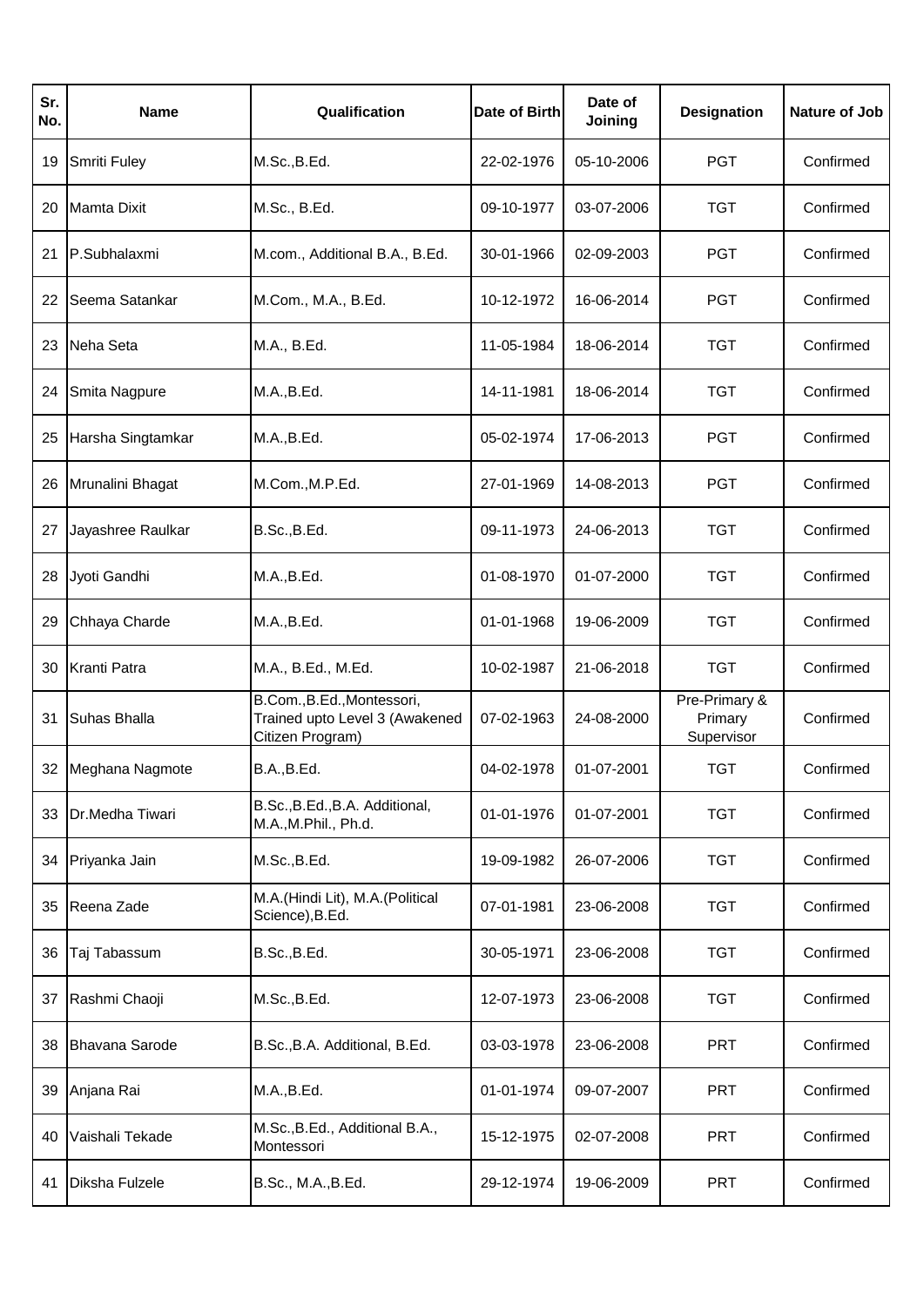| Sr. No. | Name | Qualification | Date of Birth | Date of Joining | Designation | Nature of Job |
|---|---|---|---|---|---|---|
| 19 | Smriti Fuley | M.Sc.,B.Ed. | 22-02-1976 | 05-10-2006 | PGT | Confirmed |
| 20 | Mamta Dixit | M.Sc., B.Ed. | 09-10-1977 | 03-07-2006 | TGT | Confirmed |
| 21 | P.Subhalaxmi | M.com., Additional B.A., B.Ed. | 30-01-1966 | 02-09-2003 | PGT | Confirmed |
| 22 | Seema Satankar | M.Com., M.A., B.Ed. | 10-12-1972 | 16-06-2014 | PGT | Confirmed |
| 23 | Neha Seta | M.A., B.Ed. | 11-05-1984 | 18-06-2014 | TGT | Confirmed |
| 24 | Smita Nagpure | M.A.,B.Ed. | 14-11-1981 | 18-06-2014 | TGT | Confirmed |
| 25 | Harsha Singtamkar | M.A.,B.Ed. | 05-02-1974 | 17-06-2013 | PGT | Confirmed |
| 26 | Mrunalini Bhagat | M.Com.,M.P.Ed. | 27-01-1969 | 14-08-2013 | PGT | Confirmed |
| 27 | Jayashree Raulkar | B.Sc.,B.Ed. | 09-11-1973 | 24-06-2013 | TGT | Confirmed |
| 28 | Jyoti Gandhi | M.A.,B.Ed. | 01-08-1970 | 01-07-2000 | TGT | Confirmed |
| 29 | Chhaya Charde | M.A.,B.Ed. | 01-01-1968 | 19-06-2009 | TGT | Confirmed |
| 30 | Kranti Patra | M.A., B.Ed., M.Ed. | 10-02-1987 | 21-06-2018 | TGT | Confirmed |
| 31 | Suhas Bhalla | B.Com.,B.Ed.,Montessori, Trained upto Level 3 (Awakened Citizen Program) | 07-02-1963 | 24-08-2000 | Pre-Primary & Primary Supervisor | Confirmed |
| 32 | Meghana Nagmote | B.A.,B.Ed. | 04-02-1978 | 01-07-2001 | TGT | Confirmed |
| 33 | Dr.Medha Tiwari | B.Sc.,B.Ed.,B.A. Additional, M.A.,M.Phil., Ph.d. | 01-01-1976 | 01-07-2001 | TGT | Confirmed |
| 34 | Priyanka Jain | M.Sc.,B.Ed. | 19-09-1982 | 26-07-2006 | TGT | Confirmed |
| 35 | Reena Zade | M.A.(Hindi Lit), M.A.(Political Science),B.Ed. | 07-01-1981 | 23-06-2008 | TGT | Confirmed |
| 36 | Taj Tabassum | B.Sc.,B.Ed. | 30-05-1971 | 23-06-2008 | TGT | Confirmed |
| 37 | Rashmi Chaoji | M.Sc.,B.Ed. | 12-07-1973 | 23-06-2008 | TGT | Confirmed |
| 38 | Bhavana Sarode | B.Sc.,B.A. Additional, B.Ed. | 03-03-1978 | 23-06-2008 | PRT | Confirmed |
| 39 | Anjana Rai | M.A.,B.Ed. | 01-01-1974 | 09-07-2007 | PRT | Confirmed |
| 40 | Vaishali Tekade | M.Sc.,B.Ed., Additional B.A., Montessori | 15-12-1975 | 02-07-2008 | PRT | Confirmed |
| 41 | Diksha Fulzele | B.Sc., M.A.,B.Ed. | 29-12-1974 | 19-06-2009 | PRT | Confirmed |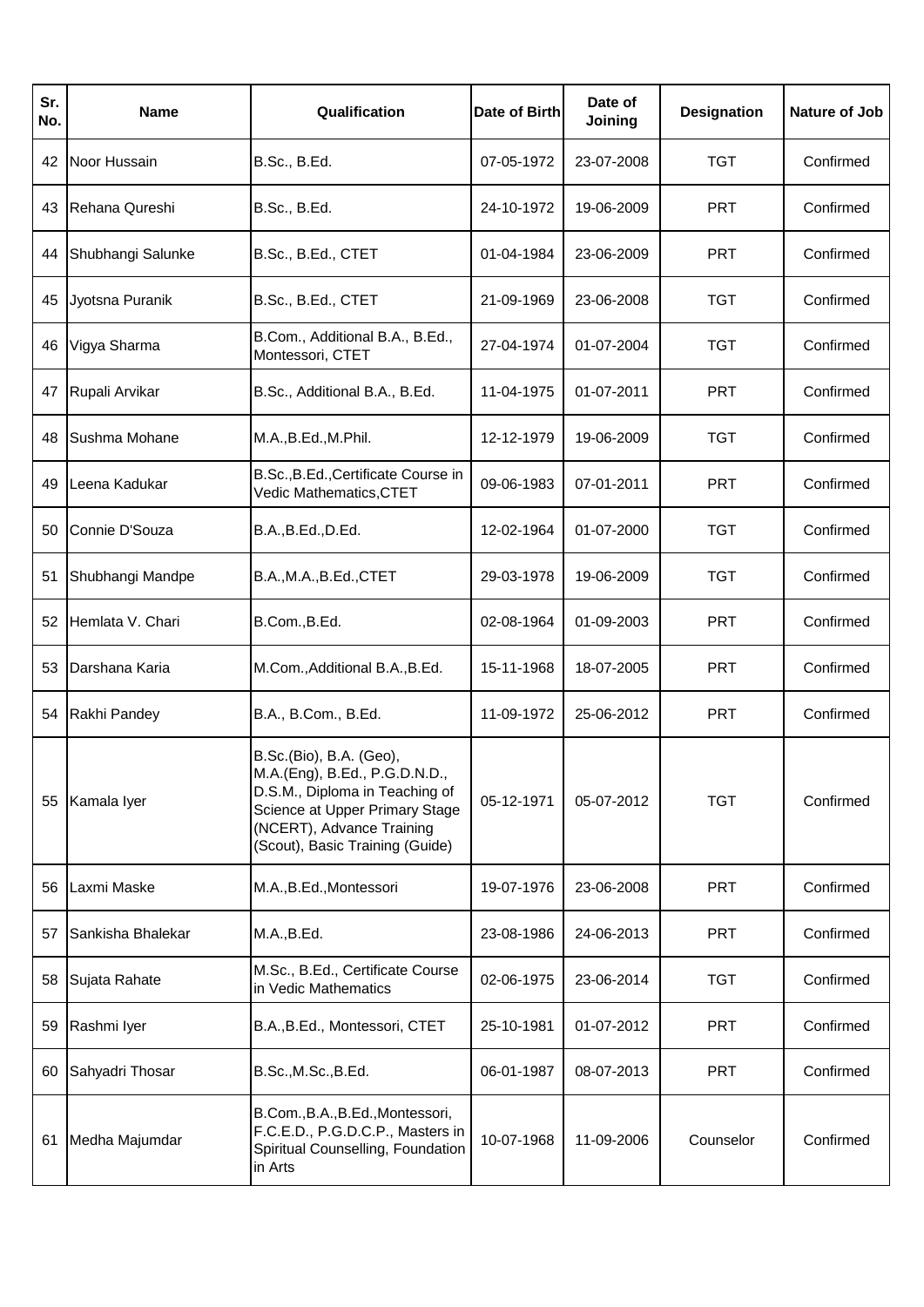| Sr. No. | Name | Qualification | Date of Birth | Date of Joining | Designation | Nature of Job |
|---|---|---|---|---|---|---|
| 42 | Noor Hussain | B.Sc., B.Ed. | 07-05-1972 | 23-07-2008 | TGT | Confirmed |
| 43 | Rehana Qureshi | B.Sc., B.Ed. | 24-10-1972 | 19-06-2009 | PRT | Confirmed |
| 44 | Shubhangi Salunke | B.Sc., B.Ed., CTET | 01-04-1984 | 23-06-2009 | PRT | Confirmed |
| 45 | Jyotsna Puranik | B.Sc., B.Ed., CTET | 21-09-1969 | 23-06-2008 | TGT | Confirmed |
| 46 | Vigya Sharma | B.Com., Additional B.A., B.Ed., Montessori, CTET | 27-04-1974 | 01-07-2004 | TGT | Confirmed |
| 47 | Rupali Arvikar | B.Sc., Additional B.A., B.Ed. | 11-04-1975 | 01-07-2011 | PRT | Confirmed |
| 48 | Sushma Mohane | M.A.,B.Ed.,M.Phil. | 12-12-1979 | 19-06-2009 | TGT | Confirmed |
| 49 | Leena Kadukar | B.Sc.,B.Ed.,Certificate Course in Vedic Mathematics,CTET | 09-06-1983 | 07-01-2011 | PRT | Confirmed |
| 50 | Connie D'Souza | B.A.,B.Ed.,D.Ed. | 12-02-1964 | 01-07-2000 | TGT | Confirmed |
| 51 | Shubhangi Mandpe | B.A.,M.A.,B.Ed.,CTET | 29-03-1978 | 19-06-2009 | TGT | Confirmed |
| 52 | Hemlata V. Chari | B.Com.,B.Ed. | 02-08-1964 | 01-09-2003 | PRT | Confirmed |
| 53 | Darshana Karia | M.Com.,Additional B.A.,B.Ed. | 15-11-1968 | 18-07-2005 | PRT | Confirmed |
| 54 | Rakhi Pandey | B.A., B.Com., B.Ed. | 11-09-1972 | 25-06-2012 | PRT | Confirmed |
| 55 | Kamala Iyer | B.Sc.(Bio), B.A. (Geo), M.A.(Eng), B.Ed., P.G.D.N.D., D.S.M., Diploma in Teaching of Science at Upper Primary Stage (NCERT), Advance Training (Scout), Basic Training (Guide) | 05-12-1971 | 05-07-2012 | TGT | Confirmed |
| 56 | Laxmi Maske | M.A.,B.Ed.,Montessori | 19-07-1976 | 23-06-2008 | PRT | Confirmed |
| 57 | Sankisha Bhalekar | M.A.,B.Ed. | 23-08-1986 | 24-06-2013 | PRT | Confirmed |
| 58 | Sujata Rahate | M.Sc., B.Ed., Certificate Course in Vedic Mathematics | 02-06-1975 | 23-06-2014 | TGT | Confirmed |
| 59 | Rashmi Iyer | B.A.,B.Ed., Montessori, CTET | 25-10-1981 | 01-07-2012 | PRT | Confirmed |
| 60 | Sahyadri Thosar | B.Sc.,M.Sc.,B.Ed. | 06-01-1987 | 08-07-2013 | PRT | Confirmed |
| 61 | Medha Majumdar | B.Com.,B.A.,B.Ed.,Montessori, F.C.E.D., P.G.D.C.P., Masters in Spiritual Counselling, Foundation in Arts | 10-07-1968 | 11-09-2006 | Counselor | Confirmed |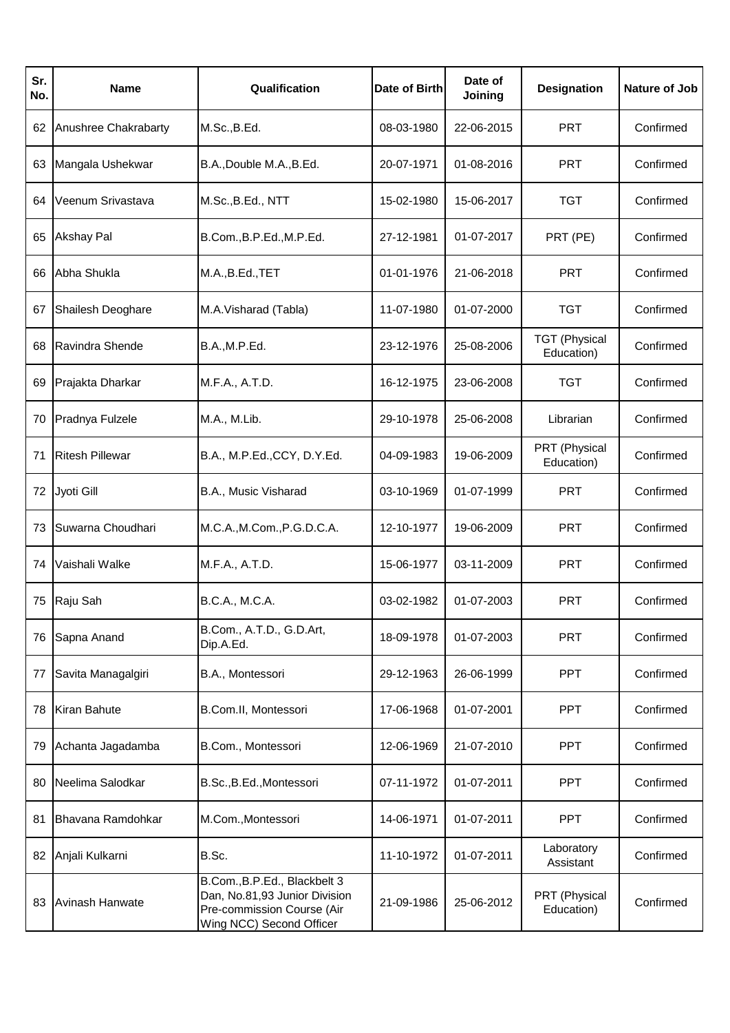| Sr. No. | Name | Qualification | Date of Birth | Date of Joining | Designation | Nature of Job |
|---|---|---|---|---|---|---|
| 62 | Anushree Chakrabarty | M.Sc.,B.Ed. | 08-03-1980 | 22-06-2015 | PRT | Confirmed |
| 63 | Mangala Ushekwar | B.A.,Double M.A.,B.Ed. | 20-07-1971 | 01-08-2016 | PRT | Confirmed |
| 64 | Veenum Srivastava | M.Sc.,B.Ed., NTT | 15-02-1980 | 15-06-2017 | TGT | Confirmed |
| 65 | Akshay Pal | B.Com.,B.P.Ed.,M.P.Ed. | 27-12-1981 | 01-07-2017 | PRT (PE) | Confirmed |
| 66 | Abha Shukla | M.A.,B.Ed.,TET | 01-01-1976 | 21-06-2018 | PRT | Confirmed |
| 67 | Shailesh Deoghare | M.A.Visharad (Tabla) | 11-07-1980 | 01-07-2000 | TGT | Confirmed |
| 68 | Ravindra Shende | B.A.,M.P.Ed. | 23-12-1976 | 25-08-2006 | TGT (Physical Education) | Confirmed |
| 69 | Prajakta Dharkar | M.F.A., A.T.D. | 16-12-1975 | 23-06-2008 | TGT | Confirmed |
| 70 | Pradnya Fulzele | M.A., M.Lib. | 29-10-1978 | 25-06-2008 | Librarian | Confirmed |
| 71 | Ritesh Pillewar | B.A., M.P.Ed.,CCY, D.Y.Ed. | 04-09-1983 | 19-06-2009 | PRT (Physical Education) | Confirmed |
| 72 | Jyoti Gill | B.A., Music Visharad | 03-10-1969 | 01-07-1999 | PRT | Confirmed |
| 73 | Suwarna Choudhari | M.C.A.,M.Com.,P.G.D.C.A. | 12-10-1977 | 19-06-2009 | PRT | Confirmed |
| 74 | Vaishali Walke | M.F.A., A.T.D. | 15-06-1977 | 03-11-2009 | PRT | Confirmed |
| 75 | Raju Sah | B.C.A., M.C.A. | 03-02-1982 | 01-07-2003 | PRT | Confirmed |
| 76 | Sapna Anand | B.Com., A.T.D., G.D.Art, Dip.A.Ed. | 18-09-1978 | 01-07-2003 | PRT | Confirmed |
| 77 | Savita Managalgiri | B.A., Montessori | 29-12-1963 | 26-06-1999 | PPT | Confirmed |
| 78 | Kiran Bahute | B.Com.II, Montessori | 17-06-1968 | 01-07-2001 | PPT | Confirmed |
| 79 | Achanta Jagadamba | B.Com., Montessori | 12-06-1969 | 21-07-2010 | PPT | Confirmed |
| 80 | Neelima Salodkar | B.Sc.,B.Ed.,Montessori | 07-11-1972 | 01-07-2011 | PPT | Confirmed |
| 81 | Bhavana Ramdohkar | M.Com.,Montessori | 14-06-1971 | 01-07-2011 | PPT | Confirmed |
| 82 | Anjali Kulkarni | B.Sc. | 11-10-1972 | 01-07-2011 | Laboratory Assistant | Confirmed |
| 83 | Avinash Hanwate | B.Com.,B.P.Ed., Blackbelt 3 Dan, No.81,93 Junior Division Pre-commission Course (Air Wing NCC) Second Officer | 21-09-1986 | 25-06-2012 | PRT (Physical Education) | Confirmed |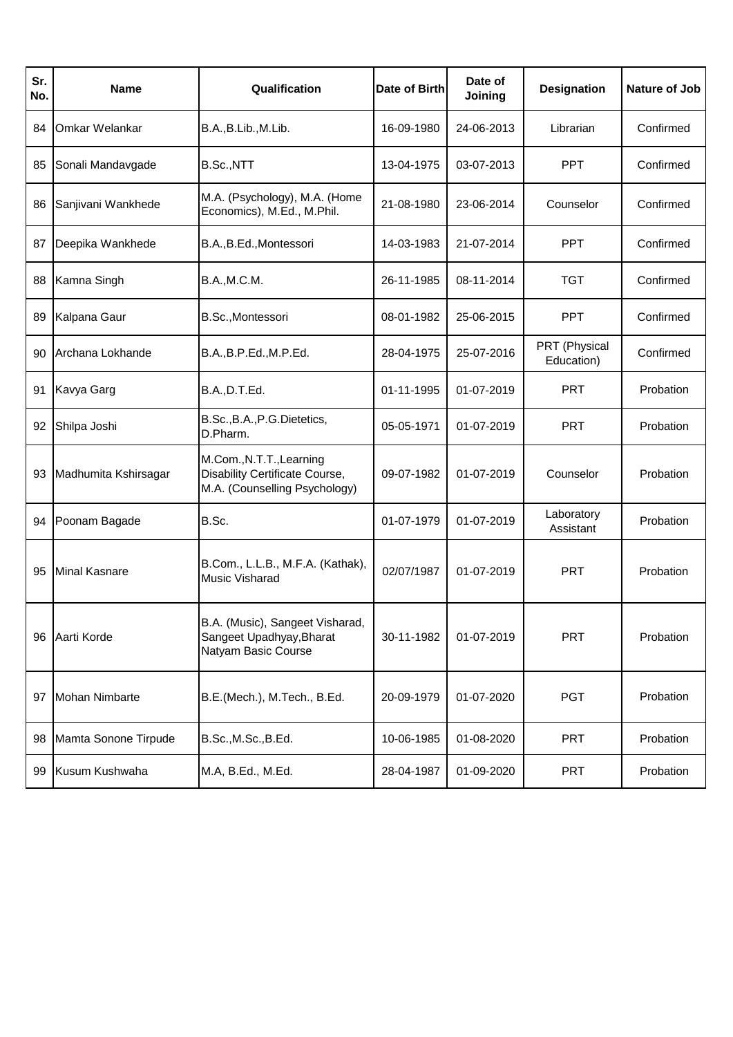| Sr. No. | Name | Qualification | Date of Birth | Date of Joining | Designation | Nature of Job |
|---|---|---|---|---|---|---|
| 84 | Omkar Welankar | B.A.,B.Lib.,M.Lib. | 16-09-1980 | 24-06-2013 | Librarian | Confirmed |
| 85 | Sonali Mandavgade | B.Sc.,NTT | 13-04-1975 | 03-07-2013 | PPT | Confirmed |
| 86 | Sanjivani Wankhede | M.A. (Psychology), M.A. (Home Economics), M.Ed., M.Phil. | 21-08-1980 | 23-06-2014 | Counselor | Confirmed |
| 87 | Deepika Wankhede | B.A.,B.Ed.,Montessori | 14-03-1983 | 21-07-2014 | PPT | Confirmed |
| 88 | Kamna Singh | B.A.,M.C.M. | 26-11-1985 | 08-11-2014 | TGT | Confirmed |
| 89 | Kalpana Gaur | B.Sc.,Montessori | 08-01-1982 | 25-06-2015 | PPT | Confirmed |
| 90 | Archana Lokhande | B.A.,B.P.Ed.,M.P.Ed. | 28-04-1975 | 25-07-2016 | PRT (Physical Education) | Confirmed |
| 91 | Kavya Garg | B.A.,D.T.Ed. | 01-11-1995 | 01-07-2019 | PRT | Probation |
| 92 | Shilpa Joshi | B.Sc.,B.A.,P.G.Dietetics, D.Pharm. | 05-05-1971 | 01-07-2019 | PRT | Probation |
| 93 | Madhumita Kshirsagar | M.Com.,N.T.T.,Learning Disability Certificate Course, M.A. (Counselling Psychology) | 09-07-1982 | 01-07-2019 | Counselor | Probation |
| 94 | Poonam Bagade | B.Sc. | 01-07-1979 | 01-07-2019 | Laboratory Assistant | Probation |
| 95 | Minal Kasnare | B.Com., L.L.B., M.F.A. (Kathak), Music Visharad | 02/07/1987 | 01-07-2019 | PRT | Probation |
| 96 | Aarti Korde | B.A. (Music), Sangeet Visharad, Sangeet Upadhyay,Bharat Natyam Basic Course | 30-11-1982 | 01-07-2019 | PRT | Probation |
| 97 | Mohan Nimbarte | B.E.(Mech.), M.Tech., B.Ed. | 20-09-1979 | 01-07-2020 | PGT | Probation |
| 98 | Mamta Sonone Tirpude | B.Sc.,M.Sc.,B.Ed. | 10-06-1985 | 01-08-2020 | PRT | Probation |
| 99 | Kusum Kushwaha | M.A, B.Ed., M.Ed. | 28-04-1987 | 01-09-2020 | PRT | Probation |